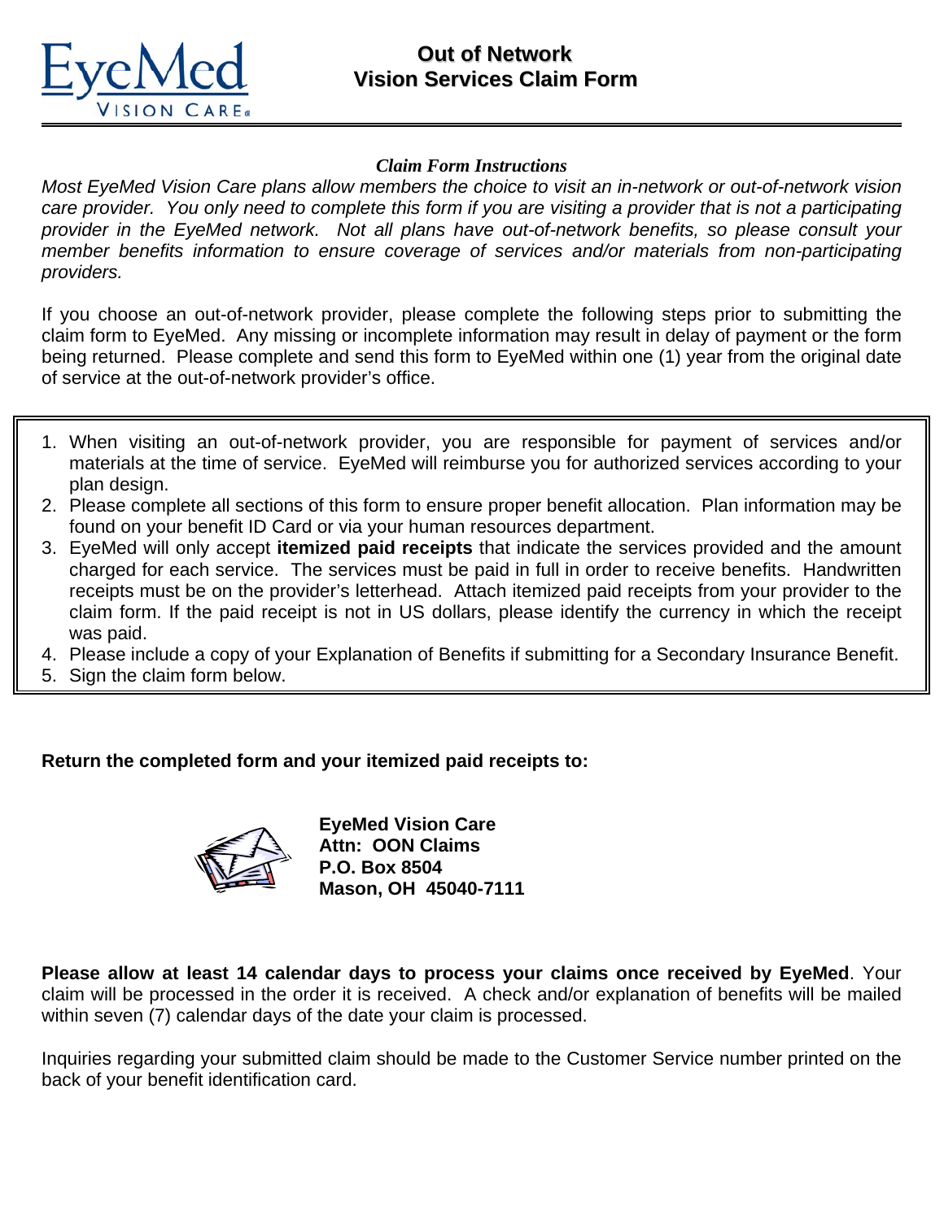EyeMed VISION CARE

# Out of Network Vision Services Claim Form

***Claim Form Instructions***

*Most EyeMed Vision Care plans allow members the choice to visit an in-network or out-of-network vision care provider. You only need to complete this form if you are visiting a provider that is not a participating provider in the EyeMed network. Not all plans have out-of-network benefits, so please consult your member benefits information to ensure coverage of services and/or materials from non-participating providers.*

If you choose an out-of-network provider, please complete the following steps prior to submitting the claim form to EyeMed. Any missing or incomplete information may result in delay of payment or the form being returned. Please complete and send this form to EyeMed within one (1) year from the original date of service at the out-of-network provider's office.

1. When visiting an out-of-network provider, you are responsible for payment of services and/or materials at the time of service. EyeMed will reimburse you for authorized services according to your plan design.
2. Please complete all sections of this form to ensure proper benefit allocation. Plan information may be found on your benefit ID Card or via your human resources department.
3. EyeMed will only accept **itemized paid receipts** that indicate the services provided and the amount charged for each service. The services must be paid in full in order to receive benefits. Handwritten receipts must be on the provider's letterhead. Attach itemized paid receipts from your provider to the claim form. If the paid receipt is not in US dollars, please identify the currency in which the receipt was paid.
4. Please include a copy of your Explanation of Benefits if submitting for a Secondary Insurance Benefit.
5. Sign the claim form below.

**Return the completed form and your itemized paid receipts to:**

**EyeMed Vision Care**
**Attn: OON Claims**
**P.O. Box 8504**
**Mason, OH 45040-7111**

**Please allow at least 14 calendar days to process your claims once received by EyeMed**. Your claim will be processed in the order it is received. A check and/or explanation of benefits will be mailed within seven (7) calendar days of the date your claim is processed.

Inquiries regarding your submitted claim should be made to the Customer Service number printed on the back of your benefit identification card.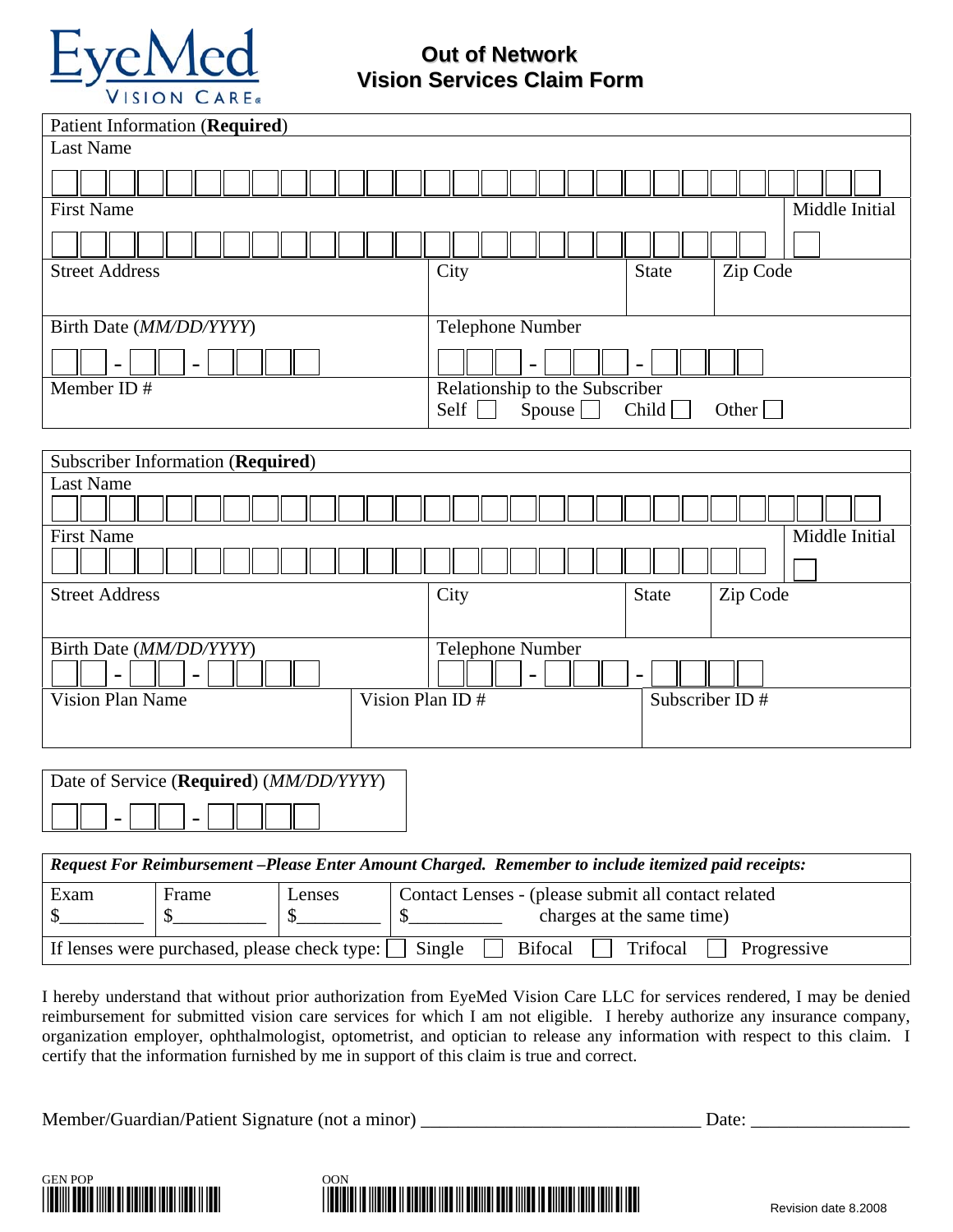# EyeMed VISION CARE

## Out of Network Vision Services Claim Form

| Patient Information (**Required**) | | | |
|---|---|---|---|
| Last Name | | | |
| First Name | | | Middle Initial |
| Street Address | City | State | Zip Code |
| Birth Date (*MM/DD/YYYY*) ___ - ___ - ___ | Telephone Number ___ - ___ - ___ | | |
| Member ID # | Relationship to the Subscriber Self ☐ Spouse ☐ Child ☐ Other ☐ | | |

| Subscriber Information (**Required**) | | | |
|---|---|---|---|
| Last Name | | | |
| First Name | | | Middle Initial |
| Street Address | City | State | Zip Code |
| Birth Date (*MM/DD/YYYY*) ___ - ___ - ___ | Telephone Number ___ - ___ - ___ | | |
| Vision Plan Name | Vision Plan ID # | Subscriber ID # | |

| Date of Service (**Required**) (*MM/DD/YYYY*) |
|---|
| ___ - ___ - ___ |

| ***Request For Reimbursement –Please Enter Amount Charged. Remember to include itemized paid receipts:*** | | | |
|---|---|---|---|
| Exam $_________ | Frame $__________ | Lenses $_________ | Contact Lenses - (please submit all contact related $__________ charges at the same time) |
| If lenses were purchased, please check type: ☐ Single ☐ Bifocal ☐ Trifocal ☐ Progressive | | | |

I hereby understand that without prior authorization from EyeMed Vision Care LLC for services rendered, I may be denied reimbursement for submitted vision care services for which I am not eligible. I hereby authorize any insurance company, organization employer, ophthalmologist, optometrist, and optician to release any information with respect to this claim. I certify that the information furnished by me in support of this claim is true and correct.

Member/Guardian/Patient Signature (not a minor) ______________________________ Date: _________________

GEN POP

OON

Revision date 8.2008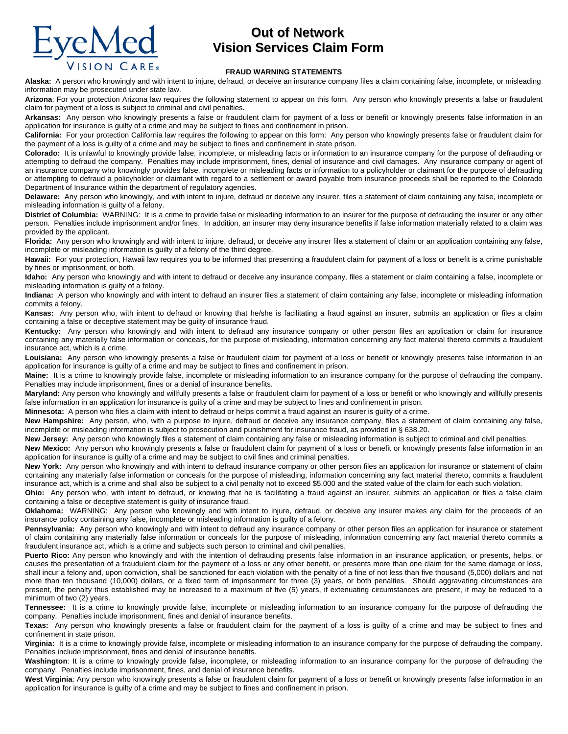EyeMed VISION CARE®

# Out of Network Vision Services Claim Form

## FRAUD WARNING STATEMENTS

**Alaska:** A person who knowingly and with intent to injure, defraud, or deceive an insurance company files a claim containing false, incomplete, or misleading information may be prosecuted under state law.

**Arizona**: For your protection Arizona law requires the following statement to appear on this form. Any person who knowingly presents a false or fraudulent claim for payment of a loss is subject to criminal and civil penalties**.**

**Arkansas:** Any person who knowingly presents a false or fraudulent claim for payment of a loss or benefit or knowingly presents false information in an application for insurance is guilty of a crime and may be subject to fines and confinement in prison.

**California:** For your protection California law requires the following to appear on this form: Any person who knowingly presents false or fraudulent claim for the payment of a loss is guilty of a crime and may be subject to fines and confinement in state prison.

**Colorado:** It is unlawful to knowingly provide false, incomplete, or misleading facts or information to an insurance company for the purpose of defrauding or attempting to defraud the company. Penalties may include imprisonment, fines, denial of insurance and civil damages. Any insurance company or agent of an insurance company who knowingly provides false, incomplete or misleading facts or information to a policyholder or claimant for the purpose of defrauding or attempting to defraud a policyholder or claimant with regard to a settlement or award payable from insurance proceeds shall be reported to the Colorado Department of Insurance within the department of regulatory agencies.

**Delaware:** Any person who knowingly, and with intent to injure, defraud or deceive any insurer, files a statement of claim containing any false, incomplete or misleading information is guilty of a felony.

**District of Columbia:** WARNING: It is a crime to provide false or misleading information to an insurer for the purpose of defrauding the insurer or any other person. Penalties include imprisonment and/or fines. In addition, an insurer may deny insurance benefits if false information materially related to a claim was provided by the applicant.

**Florida:** Any person who knowingly and with intent to injure, defraud, or deceive any insurer files a statement of claim or an application containing any false, incomplete or misleading information is guilty of a felony of the third degree.

**Hawaii:** For your protection, Hawaii law requires you to be informed that presenting a fraudulent claim for payment of a loss or benefit is a crime punishable by fines or imprisonment, or both.

**Idaho:** Any person who knowingly and with intent to defraud or deceive any insurance company, files a statement or claim containing a false, incomplete or misleading information is guilty of a felony.

**Indiana:** A person who knowingly and with intent to defraud an insurer files a statement of claim containing any false, incomplete or misleading information commits a felony.

**Kansas:** Any person who, with intent to defraud or knowing that he/she is facilitating a fraud against an insurer, submits an application or files a claim containing a false or deceptive statement may be guilty of insurance fraud.

**Kentucky:** Any person who knowingly and with intent to defraud any insurance company or other person files an application or claim for insurance containing any materially false information or conceals, for the purpose of misleading, information concerning any fact material thereto commits a fraudulent insurance act, which is a crime.

**Louisiana:** Any person who knowingly presents a false or fraudulent claim for payment of a loss or benefit or knowingly presents false information in an application for insurance is guilty of a crime and may be subject to fines and confinement in prison.

**Maine:** It is a crime to knowingly provide false, incomplete or misleading information to an insurance company for the purpose of defrauding the company. Penalties may include imprisonment, fines or a denial of insurance benefits.

**Maryland:** Any person who knowingly and willfully presents a false or fraudulent claim for payment of a loss or benefit or who knowingly and willfully presents false information in an application for insurance is guilty of a crime and may be subject to fines and confinement in prison.

**Minnesota:** A person who files a claim with intent to defraud or helps commit a fraud against an insurer is guilty of a crime.

**New Hampshire:** Any person, who, with a purpose to injure, defraud or deceive any insurance company, files a statement of claim containing any false, incomplete or misleading information is subject to prosecution and punishment for insurance fraud, as provided in § 638.20.

**New Jersey:** Any person who knowingly files a statement of claim containing any false or misleading information is subject to criminal and civil penalties.

**New Mexico:** Any person who knowingly presents a false or fraudulent claim for payment of a loss or benefit or knowingly presents false information in an application for insurance is guilty of a crime and may be subject to civil fines and criminal penalties.

**New York:** Any person who knowingly and with intent to defraud insurance company or other person files an application for insurance or statement of claim containing any materially false information or conceals for the purpose of misleading, information concerning any fact material thereto, commits a fraudulent insurance act, which is a crime and shall also be subject to a civil penalty not to exceed $5,000 and the stated value of the claim for each such violation.

**Ohio:** Any person who, with intent to defraud, or knowing that he is facilitating a fraud against an insurer, submits an application or files a false claim containing a false or deceptive statement is guilty of insurance fraud.

**Oklahoma:** WARNING: Any person who knowingly and with intent to injure, defraud, or deceive any insurer makes any claim for the proceeds of an insurance policy containing any false, incomplete or misleading information is guilty of a felony.

**Pennsylvania:** Any person who knowingly and with intent to defraud any insurance company or other person files an application for insurance or statement of claim containing any materially false information or conceals for the purpose of misleading, information concerning any fact material thereto commits a fraudulent insurance act, which is a crime and subjects such person to criminal and civil penalties.

**Puerto Rico:** Any person who knowingly and with the intention of defrauding presents false information in an insurance application, or presents, helps, or causes the presentation of a fraudulent claim for the payment of a loss or any other benefit, or presents more than one claim for the same damage or loss, shall incur a felony and, upon conviction, shall be sanctioned for each violation with the penalty of a fine of not less than five thousand (5,000) dollars and not more than ten thousand (10,000) dollars, or a fixed term of imprisonment for three (3) years, or both penalties. Should aggravating circumstances are present, the penalty thus established may be increased to a maximum of five (5) years, if extenuating circumstances are present, it may be reduced to a minimum of two (2) years.

**Tennessee:** It is a crime to knowingly provide false, incomplete or misleading information to an insurance company for the purpose of defrauding the company. Penalties include imprisonment, fines and denial of insurance benefits.

**Texas:** Any person who knowingly presents a false or fraudulent claim for the payment of a loss is guilty of a crime and may be subject to fines and confinement in state prison.

**Virginia:** It is a crime to knowingly provide false, incomplete or misleading information to an insurance company for the purpose of defrauding the company. Penalties include imprisonment, fines and denial of insurance benefits.

**Washington**: It is a crime to knowingly provide false, incomplete, or misleading information to an insurance company for the purpose of defrauding the company. Penalties include imprisonment, fines, and denial of insurance benefits.

**West Virginia**: Any person who knowingly presents a false or fraudulent claim for payment of a loss or benefit or knowingly presents false information in an application for insurance is guilty of a crime and may be subject to fines and confinement in prison.